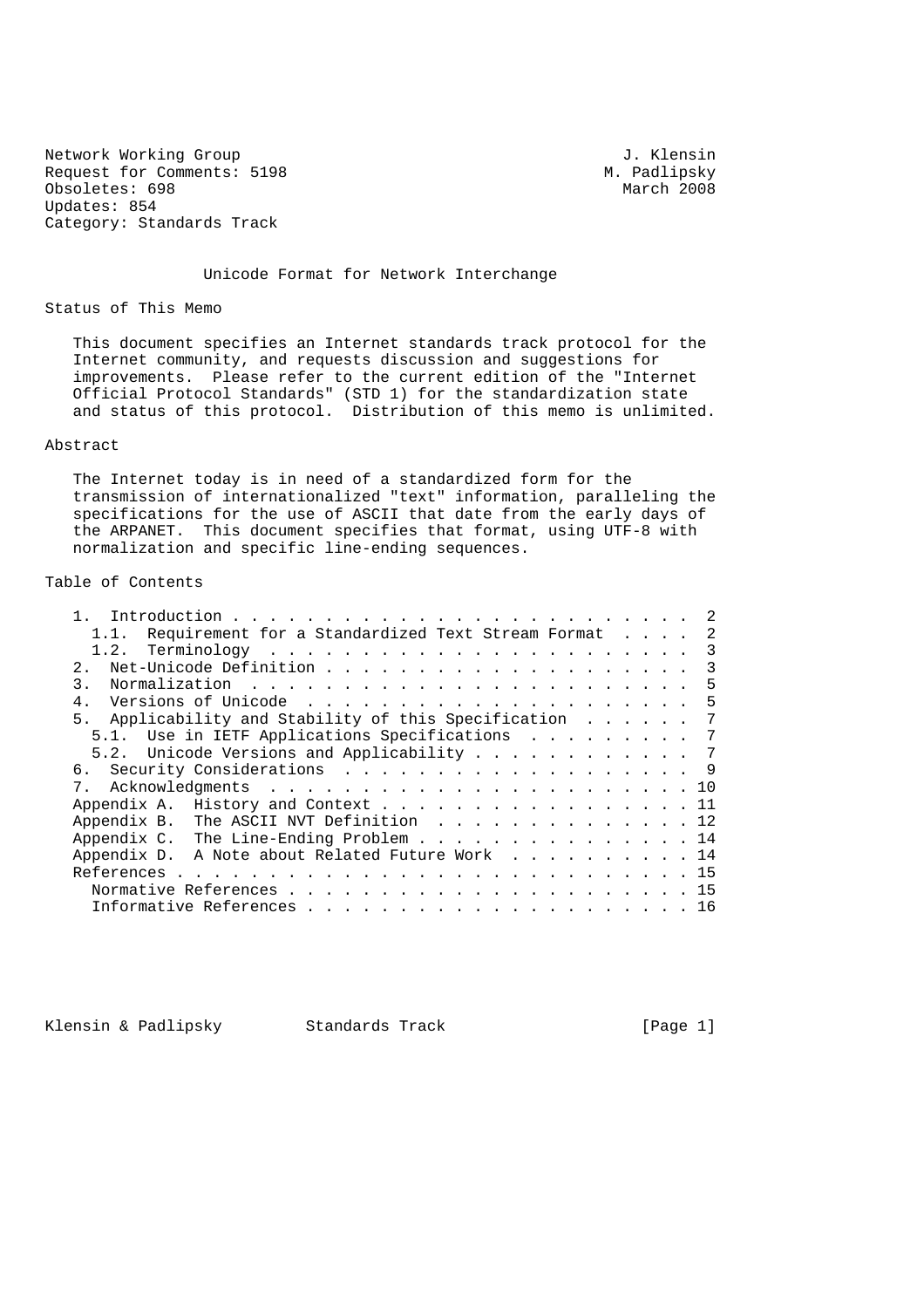Network Working Group  J. Klensin
Request for Comments: 5198  M. Padlipsky
Obsoletes: 698  March 2008
Updates: 854
Category: Standards Track

# Unicode Format for Network Interchange

## Status of This Memo

This document specifies an Internet standards track protocol for the Internet community, and requests discussion and suggestions for improvements. Please refer to the current edition of the "Internet Official Protocol Standards" (STD 1) for the standardization state and status of this protocol. Distribution of this memo is unlimited.

## Abstract

The Internet today is in need of a standardized form for the transmission of internationalized "text" information, paralleling the specifications for the use of ASCII that date from the early days of the ARPANET. This document specifies that format, using UTF-8 with normalization and specific line-ending sequences.

## Table of Contents

```
   1.  Introduction . . . . . . . . . . . . . . . . . . . . . . . . .  2
     1.1.  Requirement for a Standardized Text Stream Format  . . . .  2
     1.2.  Terminology  . . . . . . . . . . . . . . . . . . . . . . .  3
   2.  Net-Unicode Definition . . . . . . . . . . . . . . . . . . . .  3
   3.  Normalization  . . . . . . . . . . . . . . . . . . . . . . . .  5
   4.  Versions of Unicode  . . . . . . . . . . . . . . . . . . . . .  5
   5.  Applicability and Stability of this Specification  . . . . . .  7
     5.1.  Use in IETF Applications Specifications  . . . . . . . . .  7
     5.2.  Unicode Versions and Applicability . . . . . . . . . . . .  7
   6.  Security Considerations  . . . . . . . . . . . . . . . . . . .  9
   7.  Acknowledgments  . . . . . . . . . . . . . . . . . . . . . . . 10
   Appendix A.  History and Context . . . . . . . . . . . . . . . . . 11
   Appendix B.  The ASCII NVT Definition  . . . . . . . . . . . . . . 12
   Appendix C.  The Line-Ending Problem . . . . . . . . . . . . . . . 14
   Appendix D.  A Note about Related Future Work  . . . . . . . . . . 14
   References . . . . . . . . . . . . . . . . . . . . . . . . . . . . 15
     Normative References . . . . . . . . . . . . . . . . . . . . . . 15
     Informative References . . . . . . . . . . . . . . . . . . . . . 16
```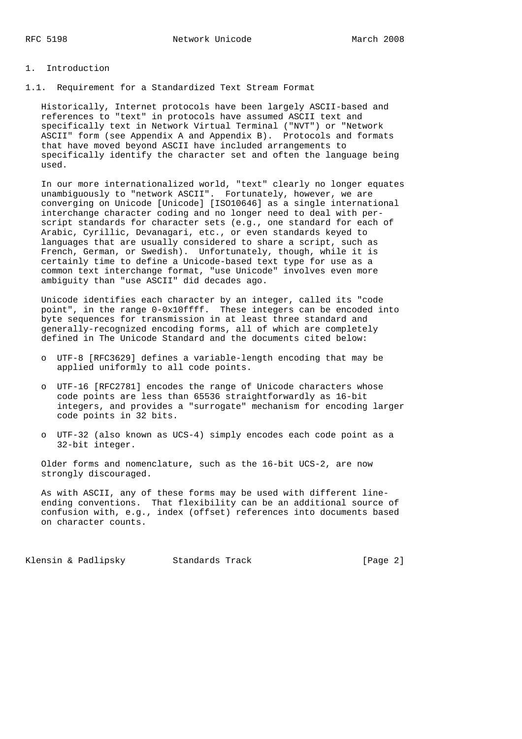# 1. Introduction

## 1.1. Requirement for a Standardized Text Stream Format

Historically, Internet protocols have been largely ASCII-based and references to "text" in protocols have assumed ASCII text and specifically text in Network Virtual Terminal ("NVT") or "Network ASCII" form (see Appendix A and Appendix B). Protocols and formats that have moved beyond ASCII have included arrangements to specifically identify the character set and often the language being used.

In our more internationalized world, "text" clearly no longer equates unambiguously to "network ASCII". Fortunately, however, we are converging on Unicode [Unicode] [ISO10646] as a single international interchange character coding and no longer need to deal with per-script standards for character sets (e.g., one standard for each of Arabic, Cyrillic, Devanagari, etc., or even standards keyed to languages that are usually considered to share a script, such as French, German, or Swedish). Unfortunately, though, while it is certainly time to define a Unicode-based text type for use as a common text interchange format, "use Unicode" involves even more ambiguity than "use ASCII" did decades ago.

Unicode identifies each character by an integer, called its "code point", in the range 0-0x10ffff. These integers can be encoded into byte sequences for transmission in at least three standard and generally-recognized encoding forms, all of which are completely defined in The Unicode Standard and the documents cited below:

- UTF-8 [RFC3629] defines a variable-length encoding that may be applied uniformly to all code points.
- UTF-16 [RFC2781] encodes the range of Unicode characters whose code points are less than 65536 straightforwardly as 16-bit integers, and provides a "surrogate" mechanism for encoding larger code points in 32 bits.
- UTF-32 (also known as UCS-4) simply encodes each code point as a 32-bit integer.

Older forms and nomenclature, such as the 16-bit UCS-2, are now strongly discouraged.

As with ASCII, any of these forms may be used with different line-ending conventions. That flexibility can be an additional source of confusion with, e.g., index (offset) references into documents based on character counts.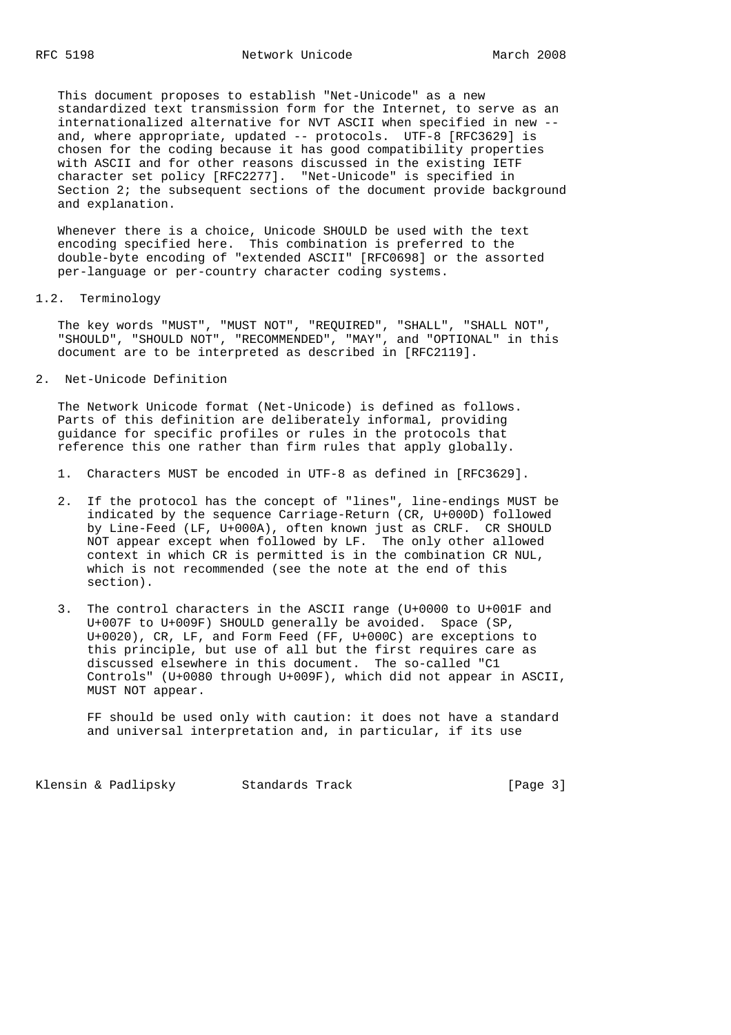This document proposes to establish "Net-Unicode" as a new standardized text transmission form for the Internet, to serve as an internationalized alternative for NVT ASCII when specified in new -- and, where appropriate, updated -- protocols. UTF-8 [RFC3629] is chosen for the coding because it has good compatibility properties with ASCII and for other reasons discussed in the existing IETF character set policy [RFC2277]. "Net-Unicode" is specified in Section 2; the subsequent sections of the document provide background and explanation.

Whenever there is a choice, Unicode SHOULD be used with the text encoding specified here. This combination is preferred to the double-byte encoding of "extended ASCII" [RFC0698] or the assorted per-language or per-country character coding systems.

### 1.2. Terminology

The key words "MUST", "MUST NOT", "REQUIRED", "SHALL", "SHALL NOT", "SHOULD", "SHOULD NOT", "RECOMMENDED", "MAY", and "OPTIONAL" in this document are to be interpreted as described in [RFC2119].

## 2. Net-Unicode Definition

The Network Unicode format (Net-Unicode) is defined as follows. Parts of this definition are deliberately informal, providing guidance for specific profiles or rules in the protocols that reference this one rather than firm rules that apply globally.

1. Characters MUST be encoded in UTF-8 as defined in [RFC3629].

2. If the protocol has the concept of "lines", line-endings MUST be indicated by the sequence Carriage-Return (CR, U+000D) followed by Line-Feed (LF, U+000A), often known just as CRLF. CR SHOULD NOT appear except when followed by LF. The only other allowed context in which CR is permitted is in the combination CR NUL, which is not recommended (see the note at the end of this section).

3. The control characters in the ASCII range (U+0000 to U+001F and U+007F to U+009F) SHOULD generally be avoided. Space (SP, U+0020), CR, LF, and Form Feed (FF, U+000C) are exceptions to this principle, but use of all but the first requires care as discussed elsewhere in this document. The so-called "C1 Controls" (U+0080 through U+009F), which did not appear in ASCII, MUST NOT appear.

   FF should be used only with caution: it does not have a standard and universal interpretation and, in particular, if its use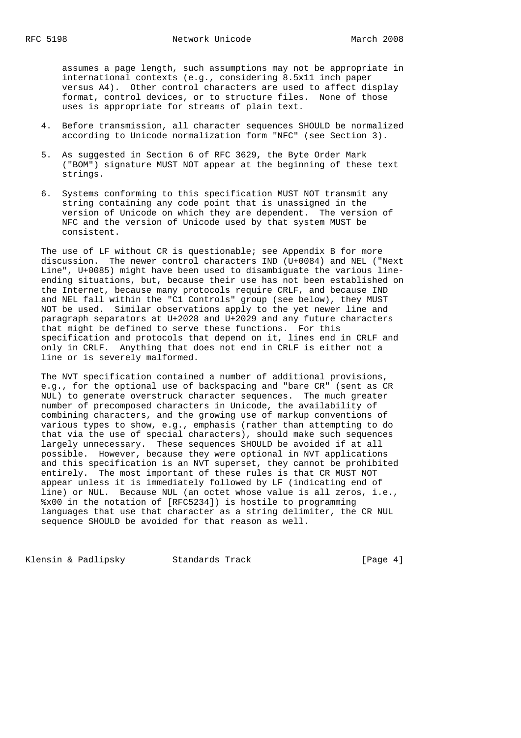assumes a page length, such assumptions may not be appropriate in international contexts (e.g., considering 8.5x11 inch paper versus A4). Other control characters are used to affect display format, control devices, or to structure files. None of those uses is appropriate for streams of plain text.

4. Before transmission, all character sequences SHOULD be normalized according to Unicode normalization form "NFC" (see Section 3).

5. As suggested in Section 6 of RFC 3629, the Byte Order Mark ("BOM") signature MUST NOT appear at the beginning of these text strings.

6. Systems conforming to this specification MUST NOT transmit any string containing any code point that is unassigned in the version of Unicode on which they are dependent. The version of NFC and the version of Unicode used by that system MUST be consistent.

The use of LF without CR is questionable; see Appendix B for more discussion. The newer control characters IND (U+0084) and NEL ("Next Line", U+0085) might have been used to disambiguate the various line-ending situations, but, because their use has not been established on the Internet, because many protocols require CRLF, and because IND and NEL fall within the "C1 Controls" group (see below), they MUST NOT be used. Similar observations apply to the yet newer line and paragraph separators at U+2028 and U+2029 and any future characters that might be defined to serve these functions. For this specification and protocols that depend on it, lines end in CRLF and only in CRLF. Anything that does not end in CRLF is either not a line or is severely malformed.

The NVT specification contained a number of additional provisions, e.g., for the optional use of backspacing and "bare CR" (sent as CR NUL) to generate overstruck character sequences. The much greater number of precomposed characters in Unicode, the availability of combining characters, and the growing use of markup conventions of various types to show, e.g., emphasis (rather than attempting to do that via the use of special characters), should make such sequences largely unnecessary. These sequences SHOULD be avoided if at all possible. However, because they were optional in NVT applications and this specification is an NVT superset, they cannot be prohibited entirely. The most important of these rules is that CR MUST NOT appear unless it is immediately followed by LF (indicating end of line) or NUL. Because NUL (an octet whose value is all zeros, i.e., %x00 in the notation of [RFC5234]) is hostile to programming languages that use that character as a string delimiter, the CR NUL sequence SHOULD be avoided for that reason as well.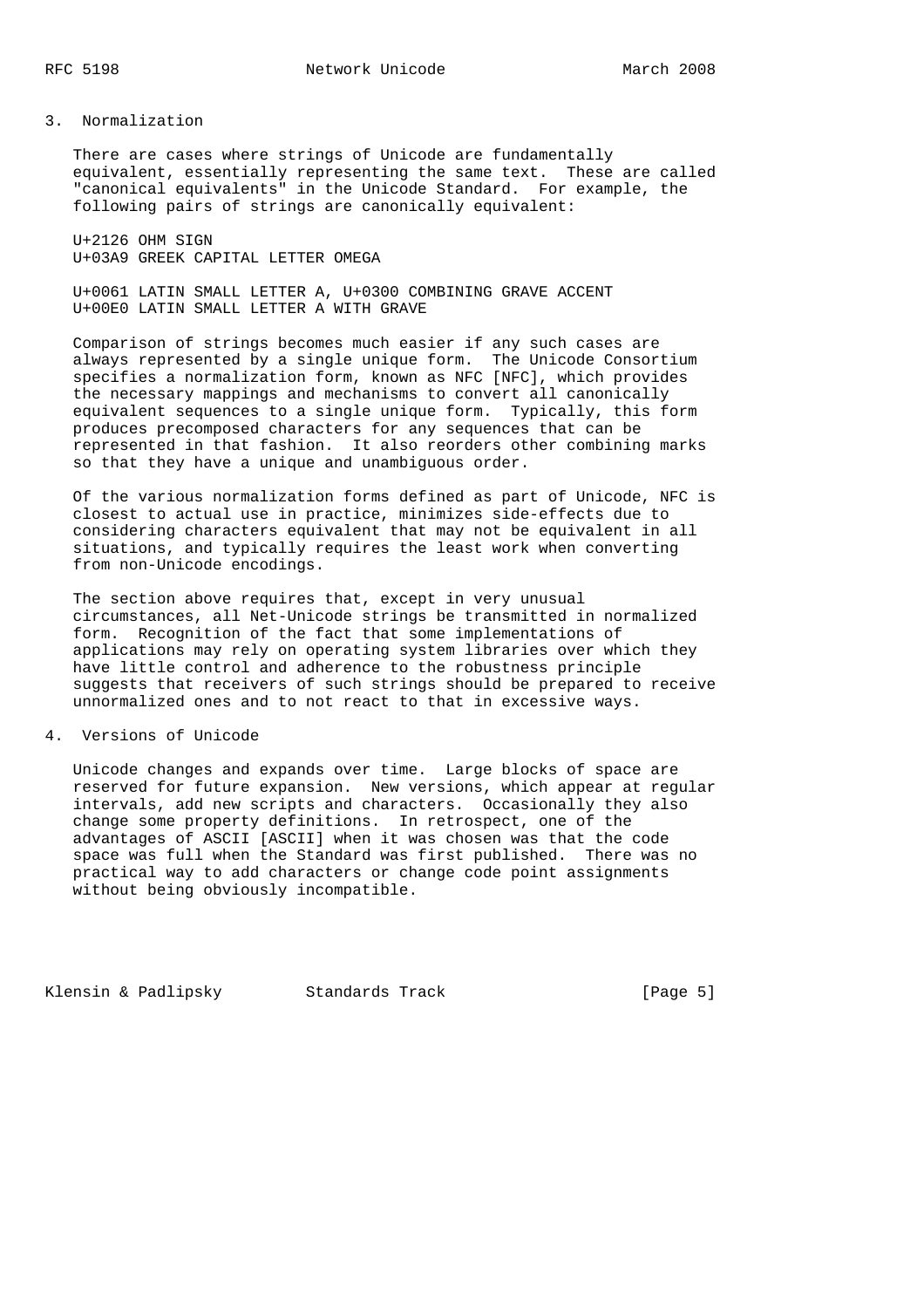## 3. Normalization

There are cases where strings of Unicode are fundamentally equivalent, essentially representing the same text. These are called "canonical equivalents" in the Unicode Standard. For example, the following pairs of strings are canonically equivalent:

U+2126 OHM SIGN
U+03A9 GREEK CAPITAL LETTER OMEGA

U+0061 LATIN SMALL LETTER A, U+0300 COMBINING GRAVE ACCENT
U+00E0 LATIN SMALL LETTER A WITH GRAVE

Comparison of strings becomes much easier if any such cases are always represented by a single unique form. The Unicode Consortium specifies a normalization form, known as NFC [NFC], which provides the necessary mappings and mechanisms to convert all canonically equivalent sequences to a single unique form. Typically, this form produces precomposed characters for any sequences that can be represented in that fashion. It also reorders other combining marks so that they have a unique and unambiguous order.

Of the various normalization forms defined as part of Unicode, NFC is closest to actual use in practice, minimizes side-effects due to considering characters equivalent that may not be equivalent in all situations, and typically requires the least work when converting from non-Unicode encodings.

The section above requires that, except in very unusual circumstances, all Net-Unicode strings be transmitted in normalized form. Recognition of the fact that some implementations of applications may rely on operating system libraries over which they have little control and adherence to the robustness principle suggests that receivers of such strings should be prepared to receive unnormalized ones and to not react to that in excessive ways.

## 4. Versions of Unicode

Unicode changes and expands over time. Large blocks of space are reserved for future expansion. New versions, which appear at regular intervals, add new scripts and characters. Occasionally they also change some property definitions. In retrospect, one of the advantages of ASCII [ASCII] when it was chosen was that the code space was full when the Standard was first published. There was no practical way to add characters or change code point assignments without being obviously incompatible.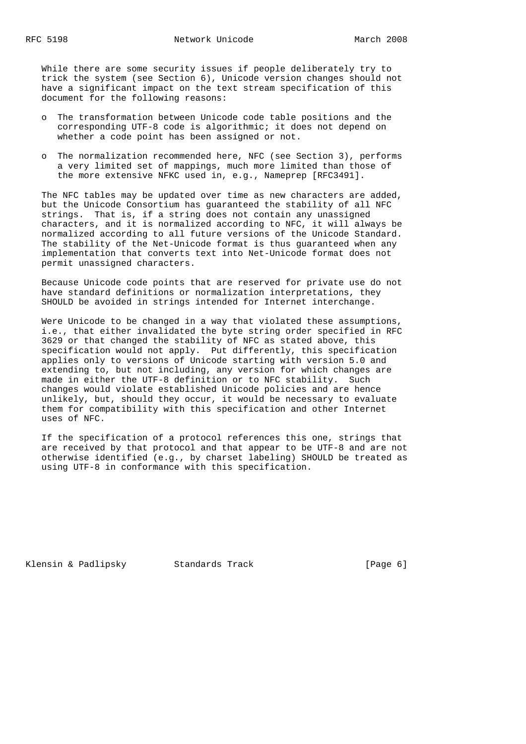While there are some security issues if people deliberately try to trick the system (see Section 6), Unicode version changes should not have a significant impact on the text stream specification of this document for the following reasons:

- The transformation between Unicode code table positions and the corresponding UTF-8 code is algorithmic; it does not depend on whether a code point has been assigned or not.
- The normalization recommended here, NFC (see Section 3), performs a very limited set of mappings, much more limited than those of the more extensive NFKC used in, e.g., Nameprep [RFC3491].

The NFC tables may be updated over time as new characters are added, but the Unicode Consortium has guaranteed the stability of all NFC strings. That is, if a string does not contain any unassigned characters, and it is normalized according to NFC, it will always be normalized according to all future versions of the Unicode Standard. The stability of the Net-Unicode format is thus guaranteed when any implementation that converts text into Net-Unicode format does not permit unassigned characters.

Because Unicode code points that are reserved for private use do not have standard definitions or normalization interpretations, they SHOULD be avoided in strings intended for Internet interchange.

Were Unicode to be changed in a way that violated these assumptions, i.e., that either invalidated the byte string order specified in RFC 3629 or that changed the stability of NFC as stated above, this specification would not apply. Put differently, this specification applies only to versions of Unicode starting with version 5.0 and extending to, but not including, any version for which changes are made in either the UTF-8 definition or to NFC stability. Such changes would violate established Unicode policies and are hence unlikely, but, should they occur, it would be necessary to evaluate them for compatibility with this specification and other Internet uses of NFC.

If the specification of a protocol references this one, strings that are received by that protocol and that appear to be UTF-8 and are not otherwise identified (e.g., by charset labeling) SHOULD be treated as using UTF-8 in conformance with this specification.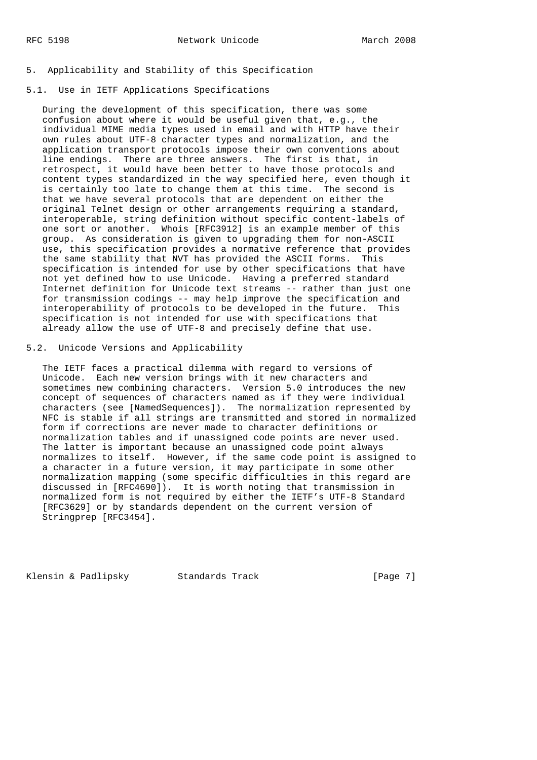## 5. Applicability and Stability of this Specification

### 5.1. Use in IETF Applications Specifications

During the development of this specification, there was some confusion about where it would be useful given that, e.g., the individual MIME media types used in email and with HTTP have their own rules about UTF-8 character types and normalization, and the application transport protocols impose their own conventions about line endings. There are three answers. The first is that, in retrospect, it would have been better to have those protocols and content types standardized in the way specified here, even though it is certainly too late to change them at this time. The second is that we have several protocols that are dependent on either the original Telnet design or other arrangements requiring a standard, interoperable, string definition without specific content-labels of one sort or another. Whois [RFC3912] is an example member of this group. As consideration is given to upgrading them for non-ASCII use, this specification provides a normative reference that provides the same stability that NVT has provided the ASCII forms. This specification is intended for use by other specifications that have not yet defined how to use Unicode. Having a preferred standard Internet definition for Unicode text streams -- rather than just one for transmission codings -- may help improve the specification and interoperability of protocols to be developed in the future. This specification is not intended for use with specifications that already allow the use of UTF-8 and precisely define that use.

### 5.2. Unicode Versions and Applicability

The IETF faces a practical dilemma with regard to versions of Unicode. Each new version brings with it new characters and sometimes new combining characters. Version 5.0 introduces the new concept of sequences of characters named as if they were individual characters (see [NamedSequences]). The normalization represented by NFC is stable if all strings are transmitted and stored in normalized form if corrections are never made to character definitions or normalization tables and if unassigned code points are never used. The latter is important because an unassigned code point always normalizes to itself. However, if the same code point is assigned to a character in a future version, it may participate in some other normalization mapping (some specific difficulties in this regard are discussed in [RFC4690]). It is worth noting that transmission in normalized form is not required by either the IETF's UTF-8 Standard [RFC3629] or by standards dependent on the current version of Stringprep [RFC3454].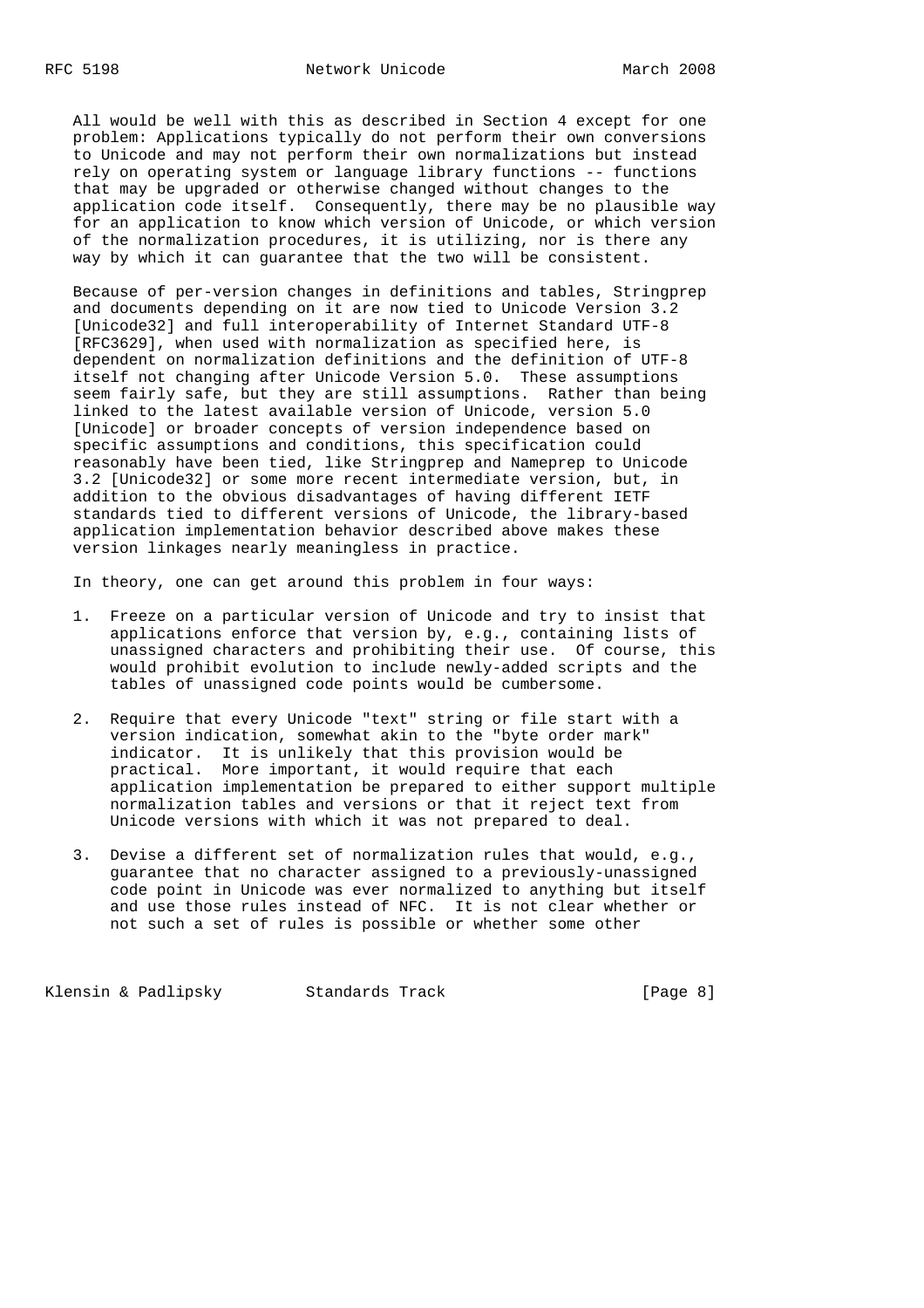All would be well with this as described in Section 4 except for one problem: Applications typically do not perform their own conversions to Unicode and may not perform their own normalizations but instead rely on operating system or language library functions -- functions that may be upgraded or otherwise changed without changes to the application code itself. Consequently, there may be no plausible way for an application to know which version of Unicode, or which version of the normalization procedures, it is utilizing, nor is there any way by which it can guarantee that the two will be consistent.

Because of per-version changes in definitions and tables, Stringprep and documents depending on it are now tied to Unicode Version 3.2 [Unicode32] and full interoperability of Internet Standard UTF-8 [RFC3629], when used with normalization as specified here, is dependent on normalization definitions and the definition of UTF-8 itself not changing after Unicode Version 5.0. These assumptions seem fairly safe, but they are still assumptions. Rather than being linked to the latest available version of Unicode, version 5.0 [Unicode] or broader concepts of version independence based on specific assumptions and conditions, this specification could reasonably have been tied, like Stringprep and Nameprep to Unicode 3.2 [Unicode32] or some more recent intermediate version, but, in addition to the obvious disadvantages of having different IETF standards tied to different versions of Unicode, the library-based application implementation behavior described above makes these version linkages nearly meaningless in practice.

In theory, one can get around this problem in four ways:

1. Freeze on a particular version of Unicode and try to insist that applications enforce that version by, e.g., containing lists of unassigned characters and prohibiting their use. Of course, this would prohibit evolution to include newly-added scripts and the tables of unassigned code points would be cumbersome.

2. Require that every Unicode "text" string or file start with a version indication, somewhat akin to the "byte order mark" indicator. It is unlikely that this provision would be practical. More important, it would require that each application implementation be prepared to either support multiple normalization tables and versions or that it reject text from Unicode versions with which it was not prepared to deal.

3. Devise a different set of normalization rules that would, e.g., guarantee that no character assigned to a previously-unassigned code point in Unicode was ever normalized to anything but itself and use those rules instead of NFC. It is not clear whether or not such a set of rules is possible or whether some other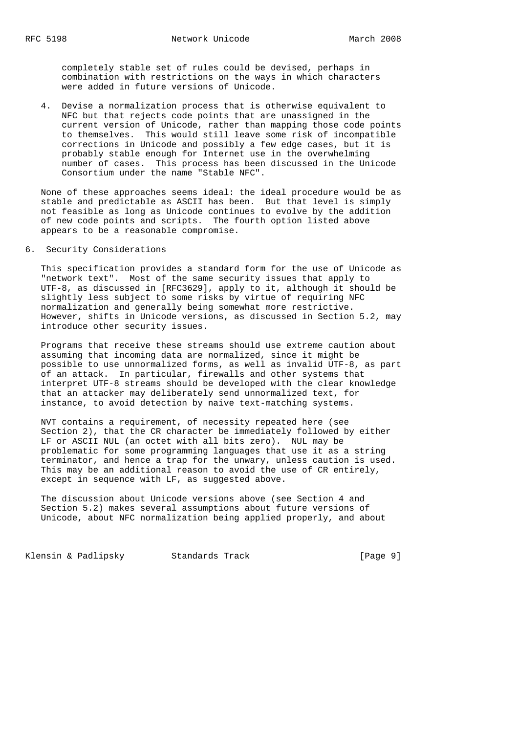completely stable set of rules could be devised, perhaps in combination with restrictions on the ways in which characters were added in future versions of Unicode.

4. Devise a normalization process that is otherwise equivalent to NFC but that rejects code points that are unassigned in the current version of Unicode, rather than mapping those code points to themselves. This would still leave some risk of incompatible corrections in Unicode and possibly a few edge cases, but it is probably stable enough for Internet use in the overwhelming number of cases. This process has been discussed in the Unicode Consortium under the name "Stable NFC".

None of these approaches seems ideal: the ideal procedure would be as stable and predictable as ASCII has been. But that level is simply not feasible as long as Unicode continues to evolve by the addition of new code points and scripts. The fourth option listed above appears to be a reasonable compromise.

## 6. Security Considerations

This specification provides a standard form for the use of Unicode as "network text". Most of the same security issues that apply to UTF-8, as discussed in [RFC3629], apply to it, although it should be slightly less subject to some risks by virtue of requiring NFC normalization and generally being somewhat more restrictive. However, shifts in Unicode versions, as discussed in Section 5.2, may introduce other security issues.

Programs that receive these streams should use extreme caution about assuming that incoming data are normalized, since it might be possible to use unnormalized forms, as well as invalid UTF-8, as part of an attack. In particular, firewalls and other systems that interpret UTF-8 streams should be developed with the clear knowledge that an attacker may deliberately send unnormalized text, for instance, to avoid detection by naive text-matching systems.

NVT contains a requirement, of necessity repeated here (see Section 2), that the CR character be immediately followed by either LF or ASCII NUL (an octet with all bits zero). NUL may be problematic for some programming languages that use it as a string terminator, and hence a trap for the unwary, unless caution is used. This may be an additional reason to avoid the use of CR entirely, except in sequence with LF, as suggested above.

The discussion about Unicode versions above (see Section 4 and Section 5.2) makes several assumptions about future versions of Unicode, about NFC normalization being applied properly, and about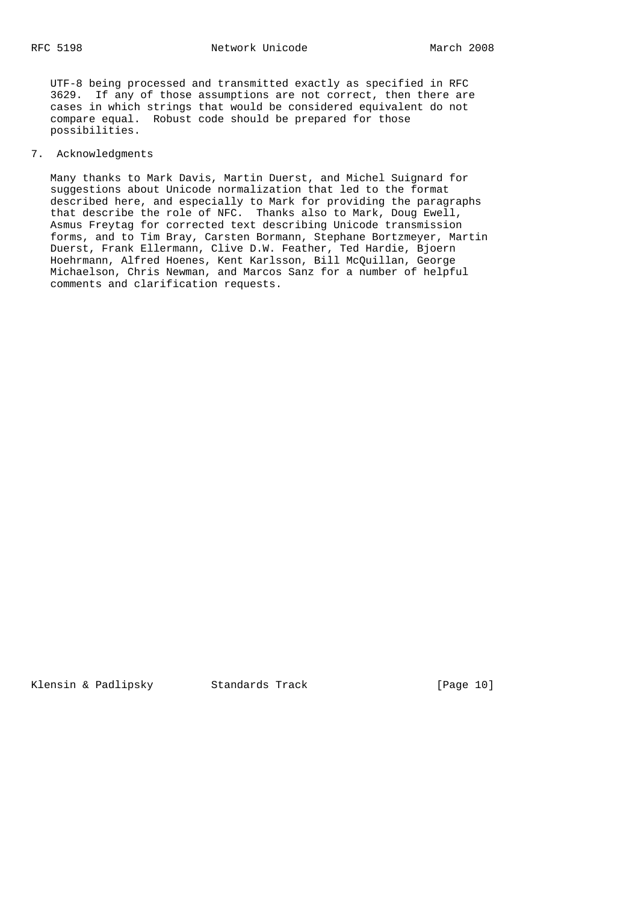UTF-8 being processed and transmitted exactly as specified in RFC 3629. If any of those assumptions are not correct, then there are cases in which strings that would be considered equivalent do not compare equal. Robust code should be prepared for those possibilities.

## 7. Acknowledgments

Many thanks to Mark Davis, Martin Duerst, and Michel Suignard for suggestions about Unicode normalization that led to the format described here, and especially to Mark for providing the paragraphs that describe the role of NFC. Thanks also to Mark, Doug Ewell, Asmus Freytag for corrected text describing Unicode transmission forms, and to Tim Bray, Carsten Bormann, Stephane Bortzmeyer, Martin Duerst, Frank Ellermann, Clive D.W. Feather, Ted Hardie, Bjoern Hoehrmann, Alfred Hoenes, Kent Karlsson, Bill McQuillan, George Michaelson, Chris Newman, and Marcos Sanz for a number of helpful comments and clarification requests.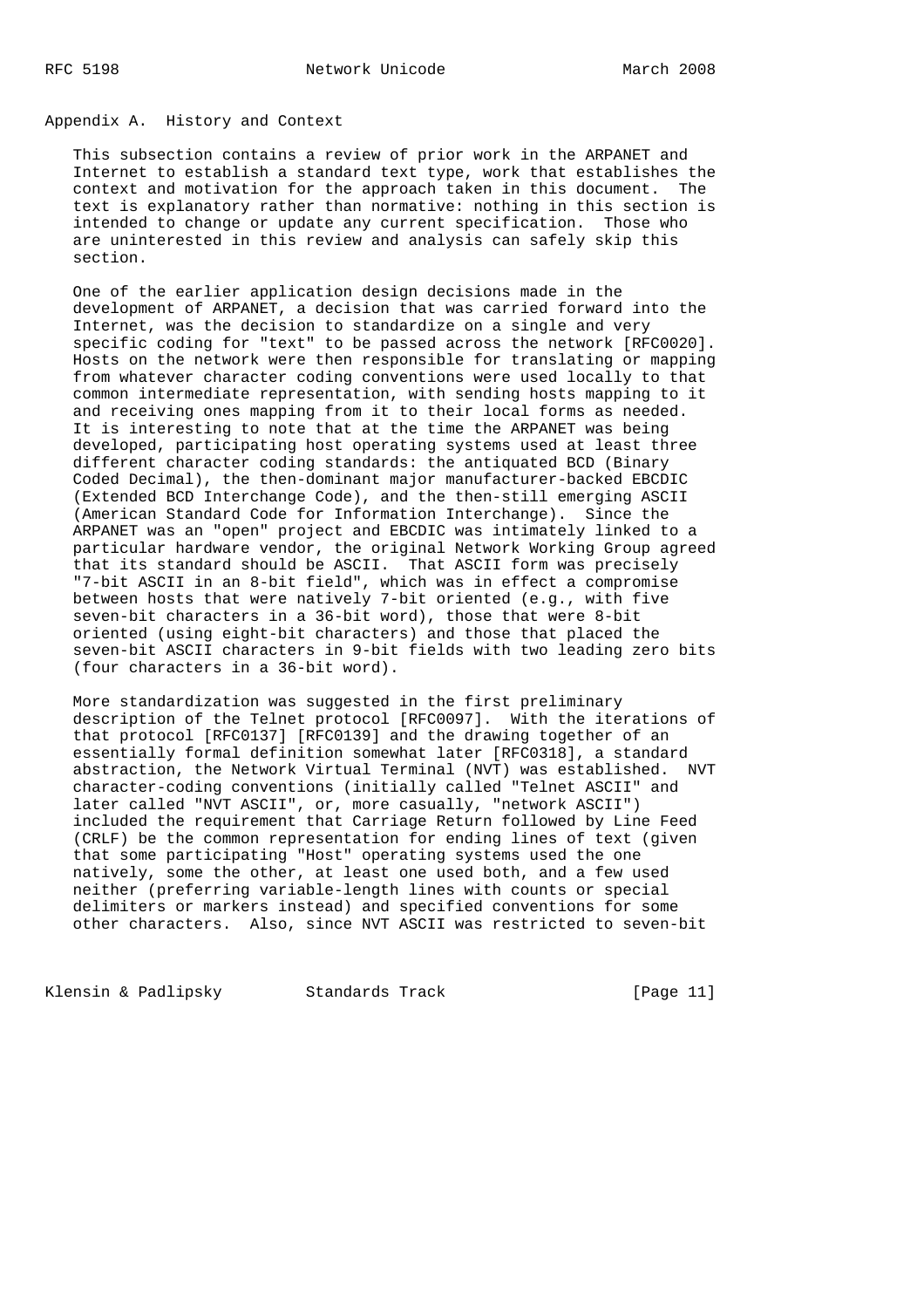## Appendix A. History and Context

This subsection contains a review of prior work in the ARPANET and Internet to establish a standard text type, work that establishes the context and motivation for the approach taken in this document. The text is explanatory rather than normative: nothing in this section is intended to change or update any current specification. Those who are uninterested in this review and analysis can safely skip this section.

One of the earlier application design decisions made in the development of ARPANET, a decision that was carried forward into the Internet, was the decision to standardize on a single and very specific coding for "text" to be passed across the network [RFC0020]. Hosts on the network were then responsible for translating or mapping from whatever character coding conventions were used locally to that common intermediate representation, with sending hosts mapping to it and receiving ones mapping from it to their local forms as needed. It is interesting to note that at the time the ARPANET was being developed, participating host operating systems used at least three different character coding standards: the antiquated BCD (Binary Coded Decimal), the then-dominant major manufacturer-backed EBCDIC (Extended BCD Interchange Code), and the then-still emerging ASCII (American Standard Code for Information Interchange). Since the ARPANET was an "open" project and EBCDIC was intimately linked to a particular hardware vendor, the original Network Working Group agreed that its standard should be ASCII. That ASCII form was precisely "7-bit ASCII in an 8-bit field", which was in effect a compromise between hosts that were natively 7-bit oriented (e.g., with five seven-bit characters in a 36-bit word), those that were 8-bit oriented (using eight-bit characters) and those that placed the seven-bit ASCII characters in 9-bit fields with two leading zero bits (four characters in a 36-bit word).

More standardization was suggested in the first preliminary description of the Telnet protocol [RFC0097]. With the iterations of that protocol [RFC0137] [RFC0139] and the drawing together of an essentially formal definition somewhat later [RFC0318], a standard abstraction, the Network Virtual Terminal (NVT) was established. NVT character-coding conventions (initially called "Telnet ASCII" and later called "NVT ASCII", or, more casually, "network ASCII") included the requirement that Carriage Return followed by Line Feed (CRLF) be the common representation for ending lines of text (given that some participating "Host" operating systems used the one natively, some the other, at least one used both, and a few used neither (preferring variable-length lines with counts or special delimiters or markers instead) and specified conventions for some other characters. Also, since NVT ASCII was restricted to seven-bit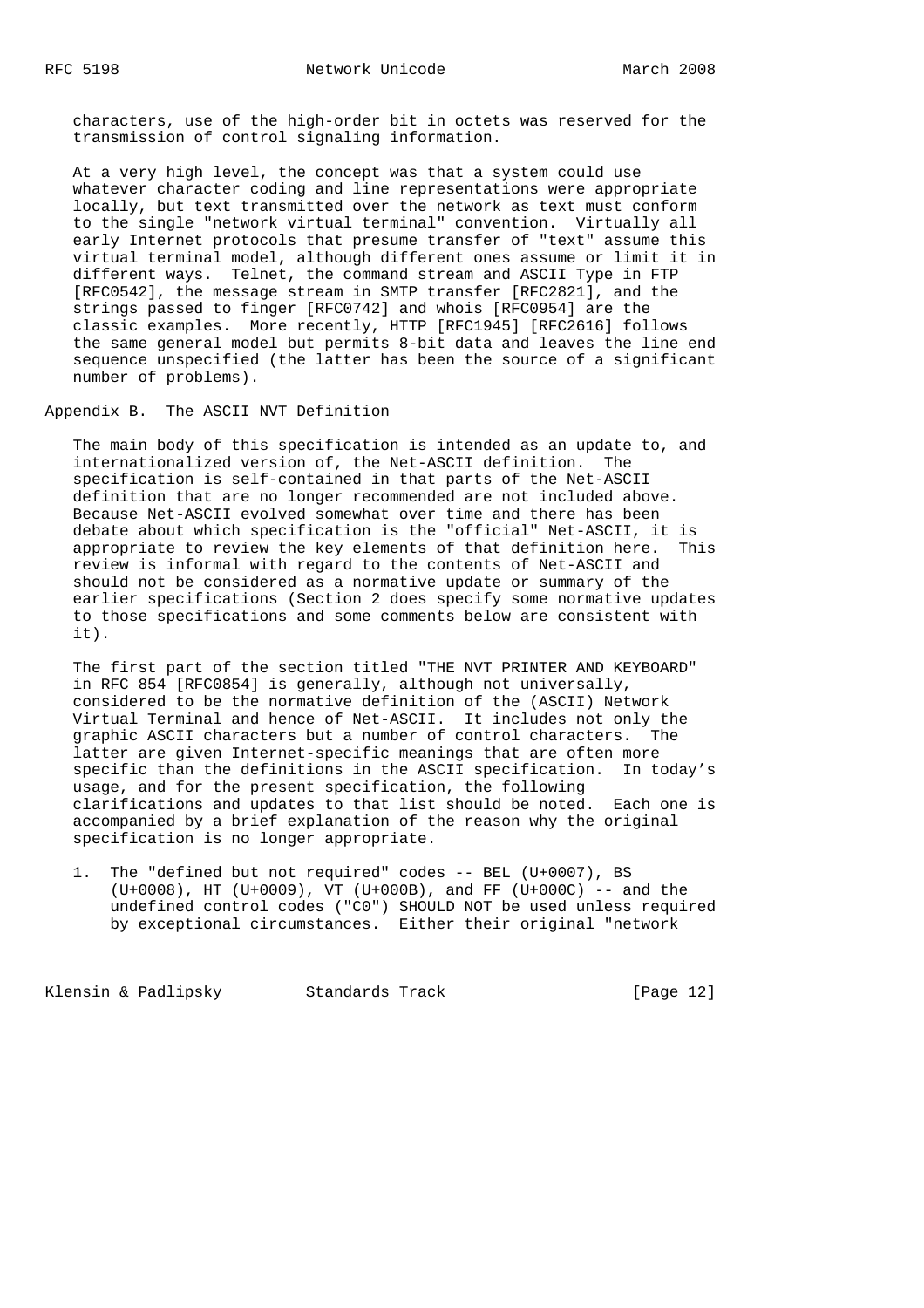characters, use of the high-order bit in octets was reserved for the transmission of control signaling information.

At a very high level, the concept was that a system could use whatever character coding and line representations were appropriate locally, but text transmitted over the network as text must conform to the single "network virtual terminal" convention. Virtually all early Internet protocols that presume transfer of "text" assume this virtual terminal model, although different ones assume or limit it in different ways. Telnet, the command stream and ASCII Type in FTP [RFC0542], the message stream in SMTP transfer [RFC2821], and the strings passed to finger [RFC0742] and whois [RFC0954] are the classic examples. More recently, HTTP [RFC1945] [RFC2616] follows the same general model but permits 8-bit data and leaves the line end sequence unspecified (the latter has been the source of a significant number of problems).

## Appendix B. The ASCII NVT Definition

The main body of this specification is intended as an update to, and internationalized version of, the Net-ASCII definition. The specification is self-contained in that parts of the Net-ASCII definition that are no longer recommended are not included above. Because Net-ASCII evolved somewhat over time and there has been debate about which specification is the "official" Net-ASCII, it is appropriate to review the key elements of that definition here. This review is informal with regard to the contents of Net-ASCII and should not be considered as a normative update or summary of the earlier specifications (Section 2 does specify some normative updates to those specifications and some comments below are consistent with it).

The first part of the section titled "THE NVT PRINTER AND KEYBOARD" in RFC 854 [RFC0854] is generally, although not universally, considered to be the normative definition of the (ASCII) Network Virtual Terminal and hence of Net-ASCII. It includes not only the graphic ASCII characters but a number of control characters. The latter are given Internet-specific meanings that are often more specific than the definitions in the ASCII specification. In today’s usage, and for the present specification, the following clarifications and updates to that list should be noted. Each one is accompanied by a brief explanation of the reason why the original specification is no longer appropriate.

1. The "defined but not required" codes -- BEL (U+0007), BS (U+0008), HT (U+0009), VT (U+000B), and FF (U+000C) -- and the undefined control codes ("C0") SHOULD NOT be used unless required by exceptional circumstances. Either their original "network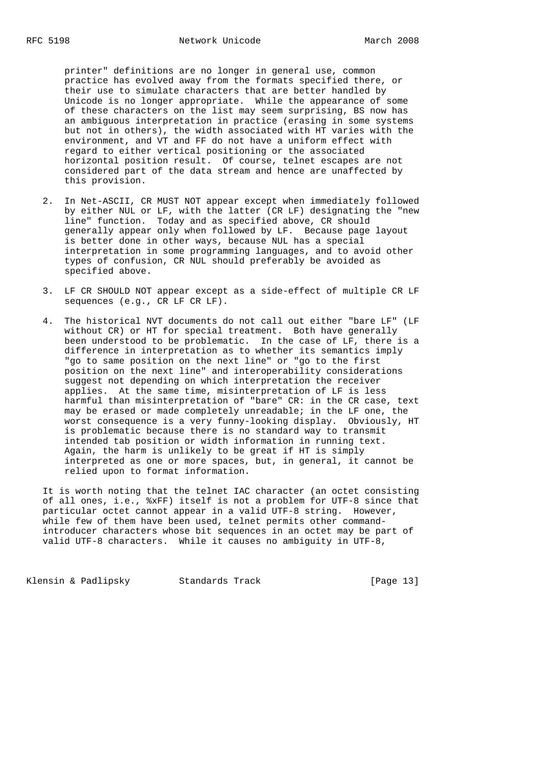printer" definitions are no longer in general use, common practice has evolved away from the formats specified there, or their use to simulate characters that are better handled by Unicode is no longer appropriate. While the appearance of some of these characters on the list may seem surprising, BS now has an ambiguous interpretation in practice (erasing in some systems but not in others), the width associated with HT varies with the environment, and VT and FF do not have a uniform effect with regard to either vertical positioning or the associated horizontal position result. Of course, telnet escapes are not considered part of the data stream and hence are unaffected by this provision.

2. In Net-ASCII, CR MUST NOT appear except when immediately followed by either NUL or LF, with the latter (CR LF) designating the "new line" function. Today and as specified above, CR should generally appear only when followed by LF. Because page layout is better done in other ways, because NUL has a special interpretation in some programming languages, and to avoid other types of confusion, CR NUL should preferably be avoided as specified above.

3. LF CR SHOULD NOT appear except as a side-effect of multiple CR LF sequences (e.g., CR LF CR LF).

4. The historical NVT documents do not call out either "bare LF" (LF without CR) or HT for special treatment. Both have generally been understood to be problematic. In the case of LF, there is a difference in interpretation as to whether its semantics imply "go to same position on the next line" or "go to the first position on the next line" and interoperability considerations suggest not depending on which interpretation the receiver applies. At the same time, misinterpretation of LF is less harmful than misinterpretation of "bare" CR: in the CR case, text may be erased or made completely unreadable; in the LF one, the worst consequence is a very funny-looking display. Obviously, HT is problematic because there is no standard way to transmit intended tab position or width information in running text. Again, the harm is unlikely to be great if HT is simply interpreted as one or more spaces, but, in general, it cannot be relied upon to format information.

It is worth noting that the telnet IAC character (an octet consisting of all ones, i.e., %xFF) itself is not a problem for UTF-8 since that particular octet cannot appear in a valid UTF-8 string. However, while few of them have been used, telnet permits other command-introducer characters whose bit sequences in an octet may be part of valid UTF-8 characters. While it causes no ambiguity in UTF-8,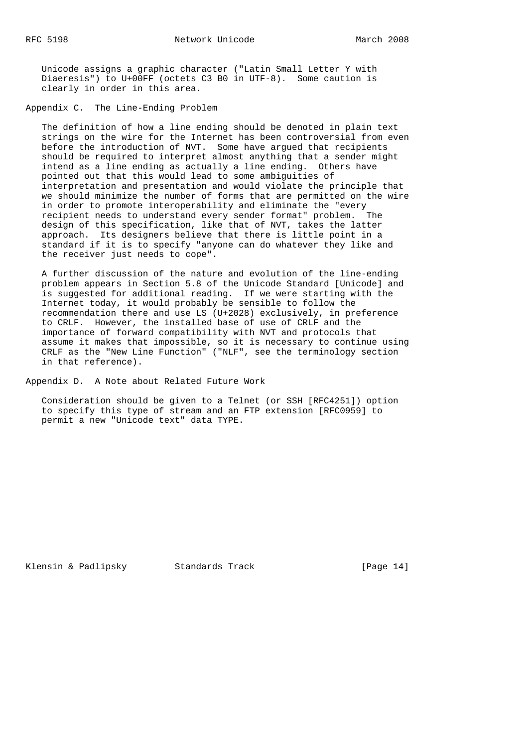Unicode assigns a graphic character ("Latin Small Letter Y with Diaeresis") to U+00FF (octets C3 B0 in UTF-8). Some caution is clearly in order in this area.

## Appendix C. The Line-Ending Problem

The definition of how a line ending should be denoted in plain text strings on the wire for the Internet has been controversial from even before the introduction of NVT. Some have argued that recipients should be required to interpret almost anything that a sender might intend as a line ending as actually a line ending. Others have pointed out that this would lead to some ambiguities of interpretation and presentation and would violate the principle that we should minimize the number of forms that are permitted on the wire in order to promote interoperability and eliminate the "every recipient needs to understand every sender format" problem. The design of this specification, like that of NVT, takes the latter approach. Its designers believe that there is little point in a standard if it is to specify "anyone can do whatever they like and the receiver just needs to cope".

A further discussion of the nature and evolution of the line-ending problem appears in Section 5.8 of the Unicode Standard [Unicode] and is suggested for additional reading. If we were starting with the Internet today, it would probably be sensible to follow the recommendation there and use LS (U+2028) exclusively, in preference to CRLF. However, the installed base of use of CRLF and the importance of forward compatibility with NVT and protocols that assume it makes that impossible, so it is necessary to continue using CRLF as the "New Line Function" ("NLF", see the terminology section in that reference).

## Appendix D. A Note about Related Future Work

Consideration should be given to a Telnet (or SSH [RFC4251]) option to specify this type of stream and an FTP extension [RFC0959] to permit a new "Unicode text" data TYPE.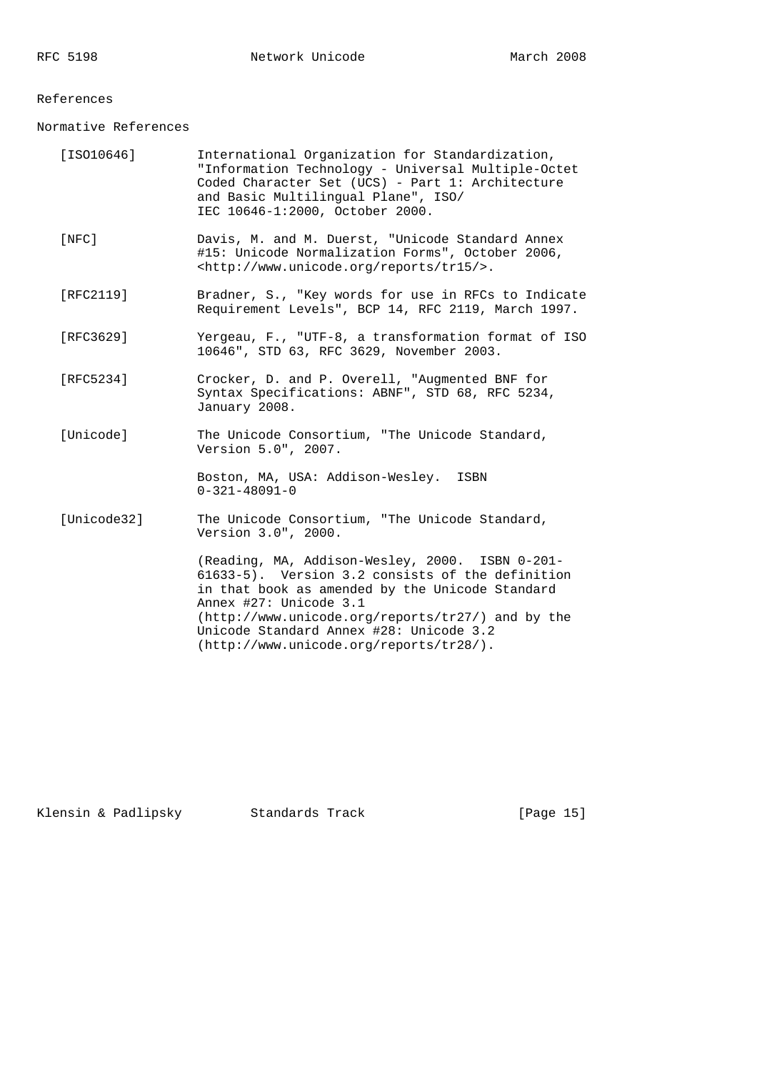## References

### Normative References

[ISO10646] International Organization for Standardization, "Information Technology - Universal Multiple-Octet Coded Character Set (UCS) - Part 1: Architecture and Basic Multilingual Plane", ISO/ IEC 10646-1:2000, October 2000.

[NFC] Davis, M. and M. Duerst, "Unicode Standard Annex #15: Unicode Normalization Forms", October 2006, <http://www.unicode.org/reports/tr15/>.

[RFC2119] Bradner, S., "Key words for use in RFCs to Indicate Requirement Levels", BCP 14, RFC 2119, March 1997.

[RFC3629] Yergeau, F., "UTF-8, a transformation format of ISO 10646", STD 63, RFC 3629, November 2003.

[RFC5234] Crocker, D. and P. Overell, "Augmented BNF for Syntax Specifications: ABNF", STD 68, RFC 5234, January 2008.

[Unicode] The Unicode Consortium, "The Unicode Standard, Version 5.0", 2007.

Boston, MA, USA: Addison-Wesley. ISBN 0-321-48091-0

[Unicode32] The Unicode Consortium, "The Unicode Standard, Version 3.0", 2000.

(Reading, MA, Addison-Wesley, 2000. ISBN 0-201-61633-5). Version 3.2 consists of the definition in that book as amended by the Unicode Standard Annex #27: Unicode 3.1 (http://www.unicode.org/reports/tr27/) and by the Unicode Standard Annex #28: Unicode 3.2 (http://www.unicode.org/reports/tr28/).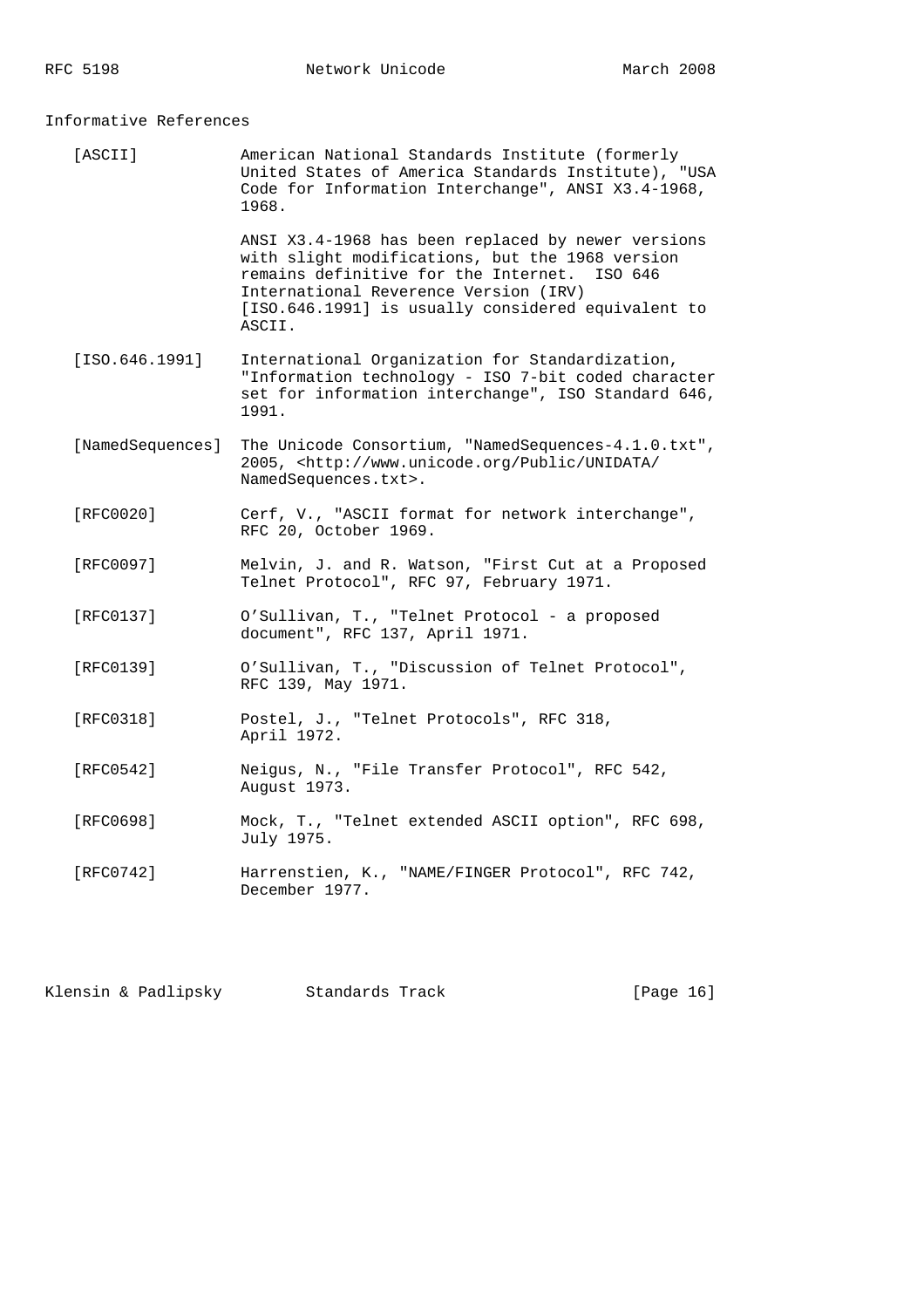## Informative References

[ASCII] American National Standards Institute (formerly United States of America Standards Institute), "USA Code for Information Interchange", ANSI X3.4-1968, 1968.

ANSI X3.4-1968 has been replaced by newer versions with slight modifications, but the 1968 version remains definitive for the Internet. ISO 646 International Reverence Version (IRV) [ISO.646.1991] is usually considered equivalent to ASCII.

[ISO.646.1991] International Organization for Standardization, "Information technology - ISO 7-bit coded character set for information interchange", ISO Standard 646, 1991.

[NamedSequences] The Unicode Consortium, "NamedSequences-4.1.0.txt", 2005, <http://www.unicode.org/Public/UNIDATA/NamedSequences.txt>.

[RFC0020] Cerf, V., "ASCII format for network interchange", RFC 20, October 1969.

[RFC0097] Melvin, J. and R. Watson, "First Cut at a Proposed Telnet Protocol", RFC 97, February 1971.

[RFC0137] O'Sullivan, T., "Telnet Protocol - a proposed document", RFC 137, April 1971.

[RFC0139] O'Sullivan, T., "Discussion of Telnet Protocol", RFC 139, May 1971.

[RFC0318] Postel, J., "Telnet Protocols", RFC 318, April 1972.

[RFC0542] Neigus, N., "File Transfer Protocol", RFC 542, August 1973.

[RFC0698] Mock, T., "Telnet extended ASCII option", RFC 698, July 1975.

[RFC0742] Harrenstien, K., "NAME/FINGER Protocol", RFC 742, December 1977.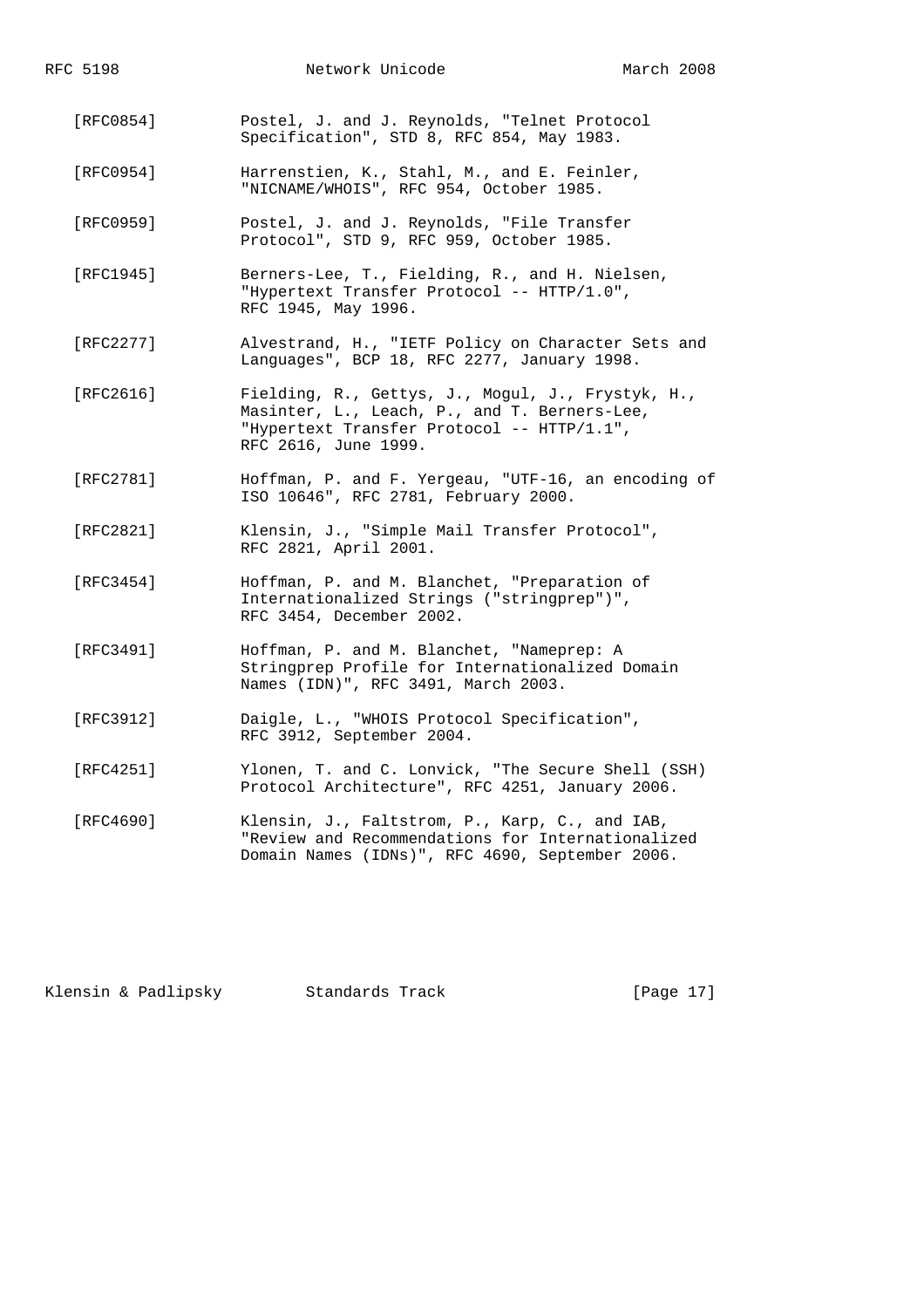[RFC0854] Postel, J. and J. Reynolds, "Telnet Protocol Specification", STD 8, RFC 854, May 1983.

[RFC0954] Harrenstien, K., Stahl, M., and E. Feinler, "NICNAME/WHOIS", RFC 954, October 1985.

[RFC0959] Postel, J. and J. Reynolds, "File Transfer Protocol", STD 9, RFC 959, October 1985.

[RFC1945] Berners-Lee, T., Fielding, R., and H. Nielsen, "Hypertext Transfer Protocol -- HTTP/1.0", RFC 1945, May 1996.

[RFC2277] Alvestrand, H., "IETF Policy on Character Sets and Languages", BCP 18, RFC 2277, January 1998.

[RFC2616] Fielding, R., Gettys, J., Mogul, J., Frystyk, H., Masinter, L., Leach, P., and T. Berners-Lee, "Hypertext Transfer Protocol -- HTTP/1.1", RFC 2616, June 1999.

[RFC2781] Hoffman, P. and F. Yergeau, "UTF-16, an encoding of ISO 10646", RFC 2781, February 2000.

[RFC2821] Klensin, J., "Simple Mail Transfer Protocol", RFC 2821, April 2001.

[RFC3454] Hoffman, P. and M. Blanchet, "Preparation of Internationalized Strings ("stringprep")", RFC 3454, December 2002.

[RFC3491] Hoffman, P. and M. Blanchet, "Nameprep: A Stringprep Profile for Internationalized Domain Names (IDN)", RFC 3491, March 2003.

[RFC3912] Daigle, L., "WHOIS Protocol Specification", RFC 3912, September 2004.

[RFC4251] Ylonen, T. and C. Lonvick, "The Secure Shell (SSH) Protocol Architecture", RFC 4251, January 2006.

[RFC4690] Klensin, J., Faltstrom, P., Karp, C., and IAB, "Review and Recommendations for Internationalized Domain Names (IDNs)", RFC 4690, September 2006.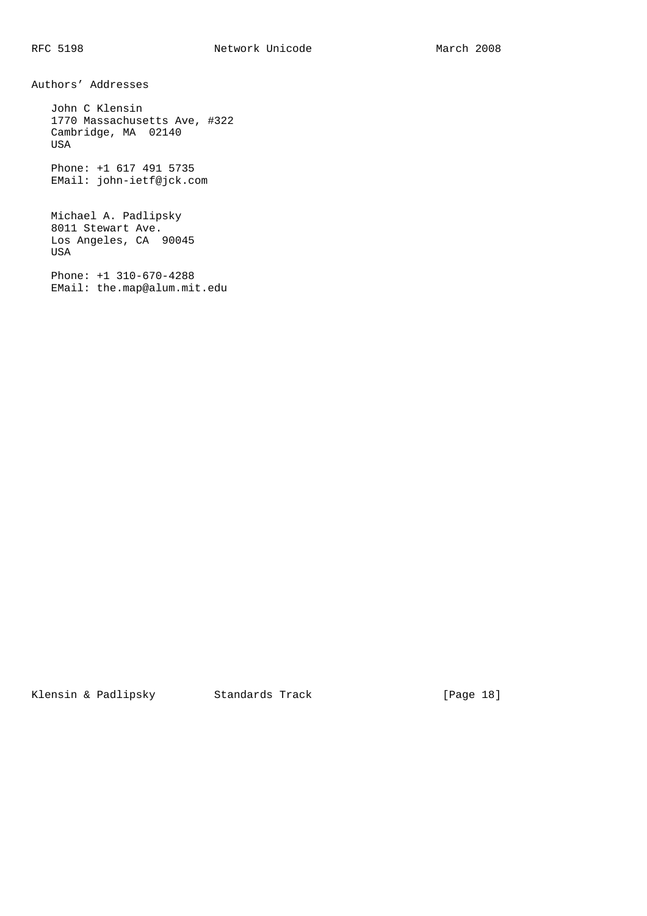## Authors' Addresses

John C Klensin
1770 Massachusetts Ave, #322
Cambridge, MA  02140
USA

Phone: +1 617 491 5735
EMail: john-ietf@jck.com

Michael A. Padlipsky
8011 Stewart Ave.
Los Angeles, CA  90045
USA

Phone: +1 310-670-4288
EMail: the.map@alum.mit.edu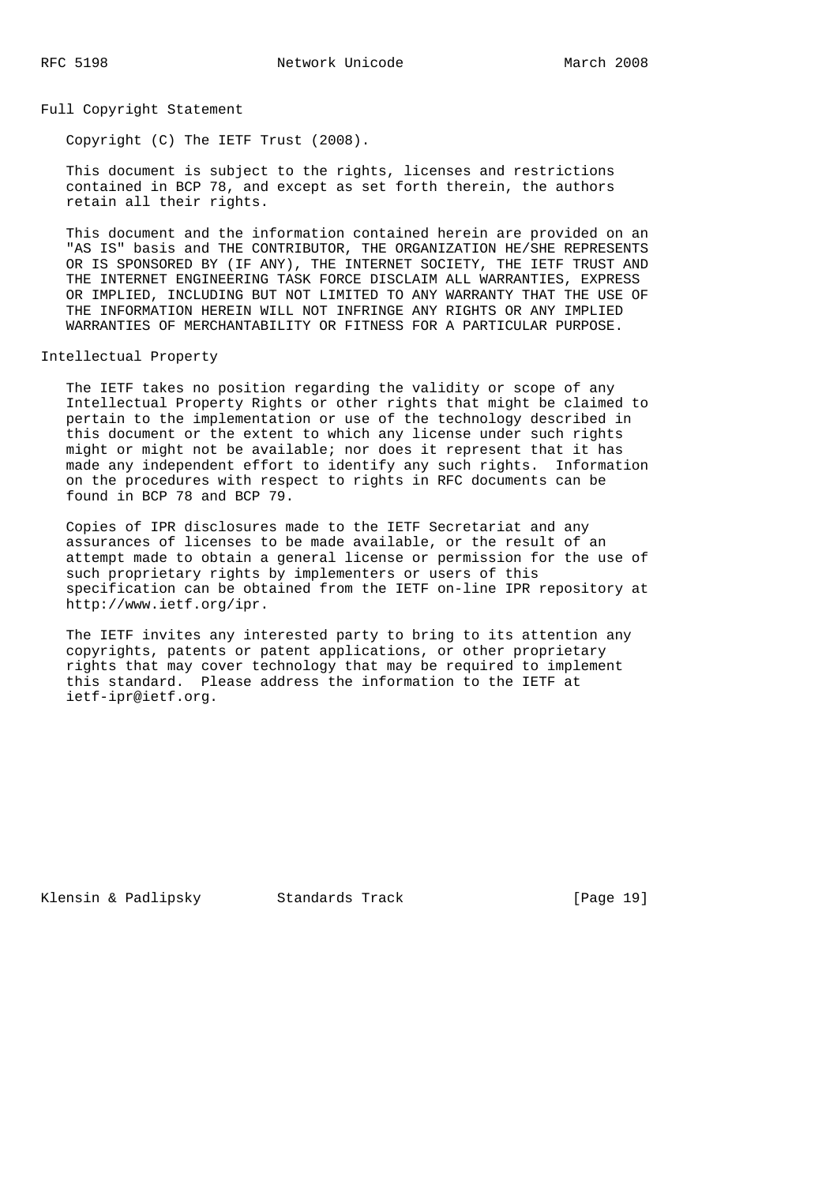## Full Copyright Statement

Copyright (C) The IETF Trust (2008).

This document is subject to the rights, licenses and restrictions contained in BCP 78, and except as set forth therein, the authors retain all their rights.

This document and the information contained herein are provided on an "AS IS" basis and THE CONTRIBUTOR, THE ORGANIZATION HE/SHE REPRESENTS OR IS SPONSORED BY (IF ANY), THE INTERNET SOCIETY, THE IETF TRUST AND THE INTERNET ENGINEERING TASK FORCE DISCLAIM ALL WARRANTIES, EXPRESS OR IMPLIED, INCLUDING BUT NOT LIMITED TO ANY WARRANTY THAT THE USE OF THE INFORMATION HEREIN WILL NOT INFRINGE ANY RIGHTS OR ANY IMPLIED WARRANTIES OF MERCHANTABILITY OR FITNESS FOR A PARTICULAR PURPOSE.

## Intellectual Property

The IETF takes no position regarding the validity or scope of any Intellectual Property Rights or other rights that might be claimed to pertain to the implementation or use of the technology described in this document or the extent to which any license under such rights might or might not be available; nor does it represent that it has made any independent effort to identify any such rights. Information on the procedures with respect to rights in RFC documents can be found in BCP 78 and BCP 79.

Copies of IPR disclosures made to the IETF Secretariat and any assurances of licenses to be made available, or the result of an attempt made to obtain a general license or permission for the use of such proprietary rights by implementers or users of this specification can be obtained from the IETF on-line IPR repository at http://www.ietf.org/ipr.

The IETF invites any interested party to bring to its attention any copyrights, patents or patent applications, or other proprietary rights that may cover technology that may be required to implement this standard. Please address the information to the IETF at ietf-ipr@ietf.org.